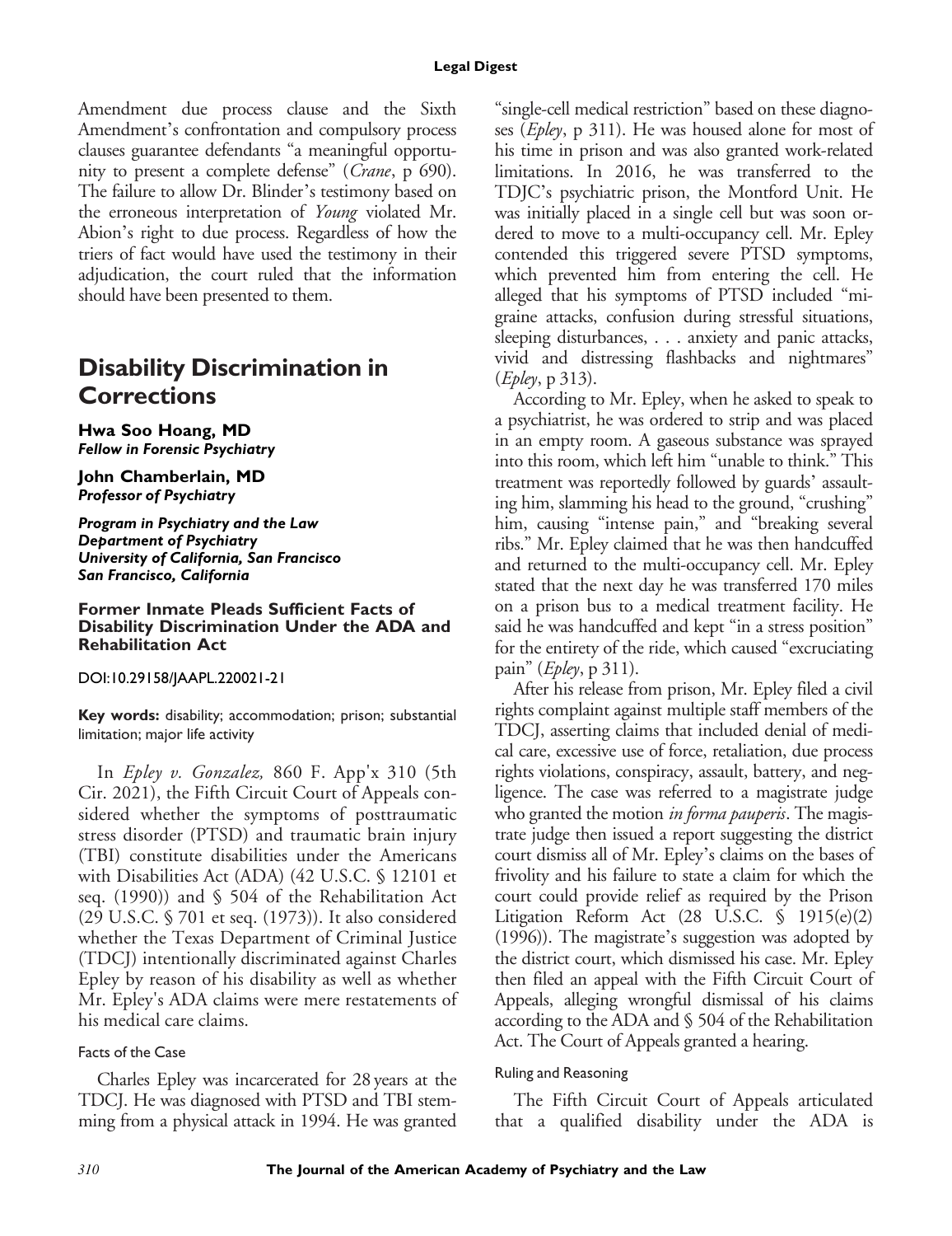Amendment due process clause and the Sixth Amendment's confrontation and compulsory process clauses guarantee defendants "a meaningful opportunity to present a complete defense" (*Crane*, p 690). The failure to allow Dr. Blinder's testimony based on the erroneous interpretation of *Young* violated Mr. Abion's right to due process. Regardless of how the triers of fact would have used the testimony in their adjudication, the court ruled that the information should have been presented to them.

# Disability Discrimination in Corrections

**Hwa Soo Hoang, MD**
***Fellow in Forensic Psychiatry***

**John Chamberlain, MD**
***Professor of Psychiatry***

***Program in Psychiatry and the Law***
***Department of Psychiatry***
***University of California, San Francisco***
***San Francisco, California***

## Former Inmate Pleads Sufficient Facts of Disability Discrimination Under the ADA and Rehabilitation Act

DOI:10.29158/JAAPL.220021-21

**Key words:** disability; accommodation; prison; substantial limitation; major life activity

In *Epley v. Gonzalez,* 860 F. App'x 310 (5th Cir. 2021), the Fifth Circuit Court of Appeals considered whether the symptoms of posttraumatic stress disorder (PTSD) and traumatic brain injury (TBI) constitute disabilities under the Americans with Disabilities Act (ADA) (42 U.S.C. § 12101 et seq. (1990)) and § 504 of the Rehabilitation Act (29 U.S.C. § 701 et seq. (1973)). It also considered whether the Texas Department of Criminal Justice (TDCJ) intentionally discriminated against Charles Epley by reason of his disability as well as whether Mr. Epley's ADA claims were mere restatements of his medical care claims.

### Facts of the Case

Charles Epley was incarcerated for 28 years at the TDCJ. He was diagnosed with PTSD and TBI stemming from a physical attack in 1994. He was granted "single-cell medical restriction" based on these diagnoses (*Epley*, p 311). He was housed alone for most of his time in prison and was also granted work-related limitations. In 2016, he was transferred to the TDJC's psychiatric prison, the Montford Unit. He was initially placed in a single cell but was soon ordered to move to a multi-occupancy cell. Mr. Epley contended this triggered severe PTSD symptoms, which prevented him from entering the cell. He alleged that his symptoms of PTSD included "migraine attacks, confusion during stressful situations, sleeping disturbances, . . . anxiety and panic attacks, vivid and distressing flashbacks and nightmares" (*Epley*, p 313).

According to Mr. Epley, when he asked to speak to a psychiatrist, he was ordered to strip and was placed in an empty room. A gaseous substance was sprayed into this room, which left him "unable to think." This treatment was reportedly followed by guards' assaulting him, slamming his head to the ground, "crushing" him, causing "intense pain," and "breaking several ribs." Mr. Epley claimed that he was then handcuffed and returned to the multi-occupancy cell. Mr. Epley stated that the next day he was transferred 170 miles on a prison bus to a medical treatment facility. He said he was handcuffed and kept "in a stress position" for the entirety of the ride, which caused "excruciating pain" (*Epley*, p 311).

After his release from prison, Mr. Epley filed a civil rights complaint against multiple staff members of the TDCJ, asserting claims that included denial of medical care, excessive use of force, retaliation, due process rights violations, conspiracy, assault, battery, and negligence. The case was referred to a magistrate judge who granted the motion *in forma pauperis*. The magistrate judge then issued a report suggesting the district court dismiss all of Mr. Epley's claims on the bases of frivolity and his failure to state a claim for which the court could provide relief as required by the Prison Litigation Reform Act (28 U.S.C. § 1915(e)(2) (1996)). The magistrate's suggestion was adopted by the district court, which dismissed his case. Mr. Epley then filed an appeal with the Fifth Circuit Court of Appeals, alleging wrongful dismissal of his claims according to the ADA and § 504 of the Rehabilitation Act. The Court of Appeals granted a hearing.

### Ruling and Reasoning

The Fifth Circuit Court of Appeals articulated that a qualified disability under the ADA is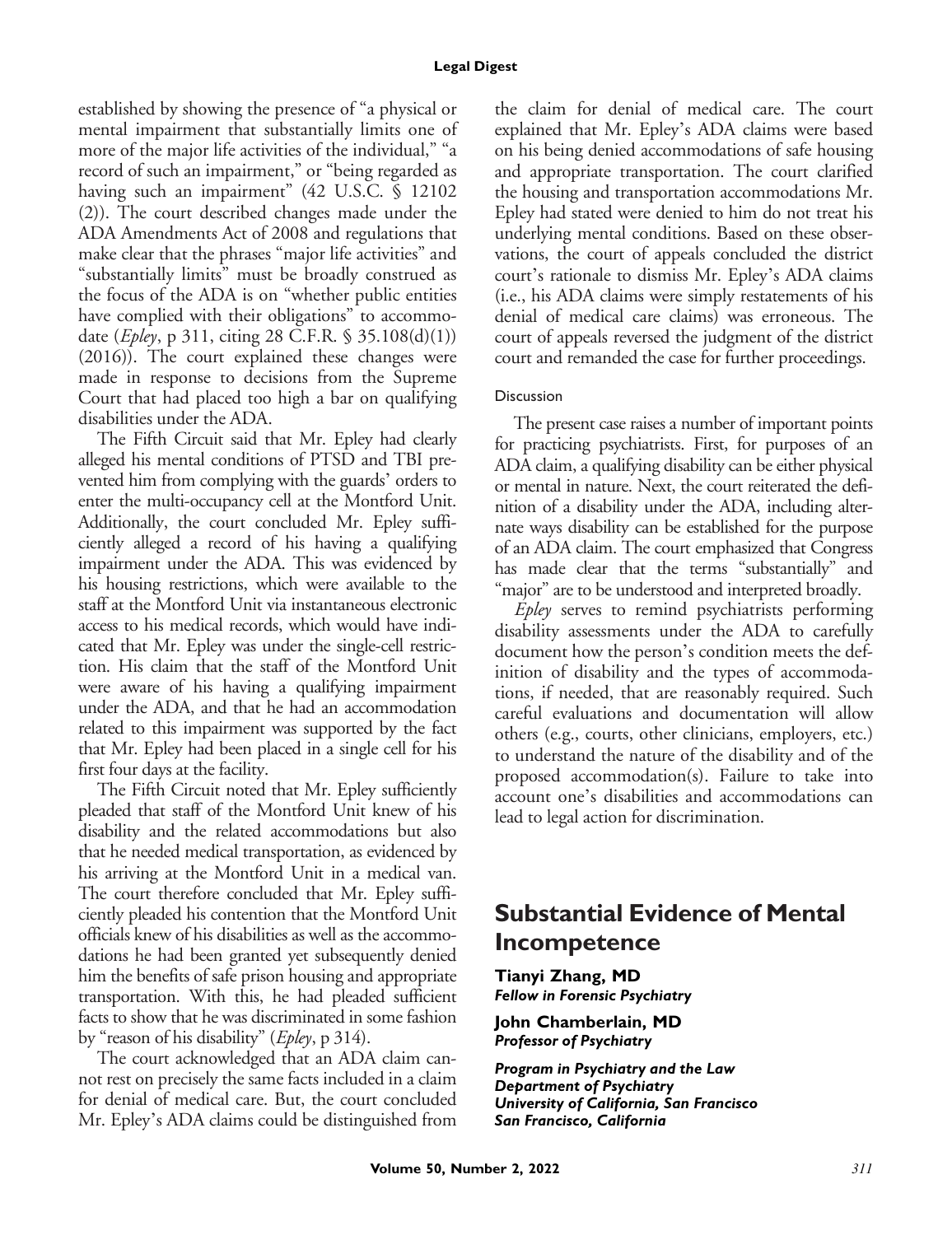established by showing the presence of "a physical or mental impairment that substantially limits one of more of the major life activities of the individual," "a record of such an impairment," or "being regarded as having such an impairment" (42 U.S.C. § 12102 (2)). The court described changes made under the ADA Amendments Act of 2008 and regulations that make clear that the phrases "major life activities" and "substantially limits" must be broadly construed as the focus of the ADA is on "whether public entities have complied with their obligations" to accommodate (*Epley*, p 311, citing 28 C.F.R. § 35.108(d)(1)) (2016)). The court explained these changes were made in response to decisions from the Supreme Court that had placed too high a bar on qualifying disabilities under the ADA.

The Fifth Circuit said that Mr. Epley had clearly alleged his mental conditions of PTSD and TBI prevented him from complying with the guards' orders to enter the multi-occupancy cell at the Montford Unit. Additionally, the court concluded Mr. Epley sufficiently alleged a record of his having a qualifying impairment under the ADA. This was evidenced by his housing restrictions, which were available to the staff at the Montford Unit via instantaneous electronic access to his medical records, which would have indicated that Mr. Epley was under the single-cell restriction. His claim that the staff of the Montford Unit were aware of his having a qualifying impairment under the ADA, and that he had an accommodation related to this impairment was supported by the fact that Mr. Epley had been placed in a single cell for his first four days at the facility.

The Fifth Circuit noted that Mr. Epley sufficiently pleaded that staff of the Montford Unit knew of his disability and the related accommodations but also that he needed medical transportation, as evidenced by his arriving at the Montford Unit in a medical van. The court therefore concluded that Mr. Epley sufficiently pleaded his contention that the Montford Unit officials knew of his disabilities as well as the accommodations he had been granted yet subsequently denied him the benefits of safe prison housing and appropriate transportation. With this, he had pleaded sufficient facts to show that he was discriminated in some fashion by "reason of his disability" (*Epley*, p 314).

The court acknowledged that an ADA claim cannot rest on precisely the same facts included in a claim for denial of medical care. But, the court concluded Mr. Epley's ADA claims could be distinguished from the claim for denial of medical care. The court explained that Mr. Epley's ADA claims were based on his being denied accommodations of safe housing and appropriate transportation. The court clarified the housing and transportation accommodations Mr. Epley had stated were denied to him do not treat his underlying mental conditions. Based on these observations, the court of appeals concluded the district court's rationale to dismiss Mr. Epley's ADA claims (i.e., his ADA claims were simply restatements of his denial of medical care claims) was erroneous. The court of appeals reversed the judgment of the district court and remanded the case for further proceedings.

#### Discussion

The present case raises a number of important points for practicing psychiatrists. First, for purposes of an ADA claim, a qualifying disability can be either physical or mental in nature. Next, the court reiterated the definition of a disability under the ADA, including alternate ways disability can be established for the purpose of an ADA claim. The court emphasized that Congress has made clear that the terms "substantially" and "major" are to be understood and interpreted broadly.

*Epley* serves to remind psychiatrists performing disability assessments under the ADA to carefully document how the person's condition meets the definition of disability and the types of accommodations, if needed, that are reasonably required. Such careful evaluations and documentation will allow others (e.g., courts, other clinicians, employers, etc.) to understand the nature of the disability and of the proposed accommodation(s). Failure to take into account one's disabilities and accommodations can lead to legal action for discrimination.

## Substantial Evidence of Mental Incompetence

**Tianyi Zhang, MD**
***Fellow in Forensic Psychiatry***

**John Chamberlain, MD**
***Professor of Psychiatry***

***Program in Psychiatry and the Law***
***Department of Psychiatry***
***University of California, San Francisco***
***San Francisco, California***